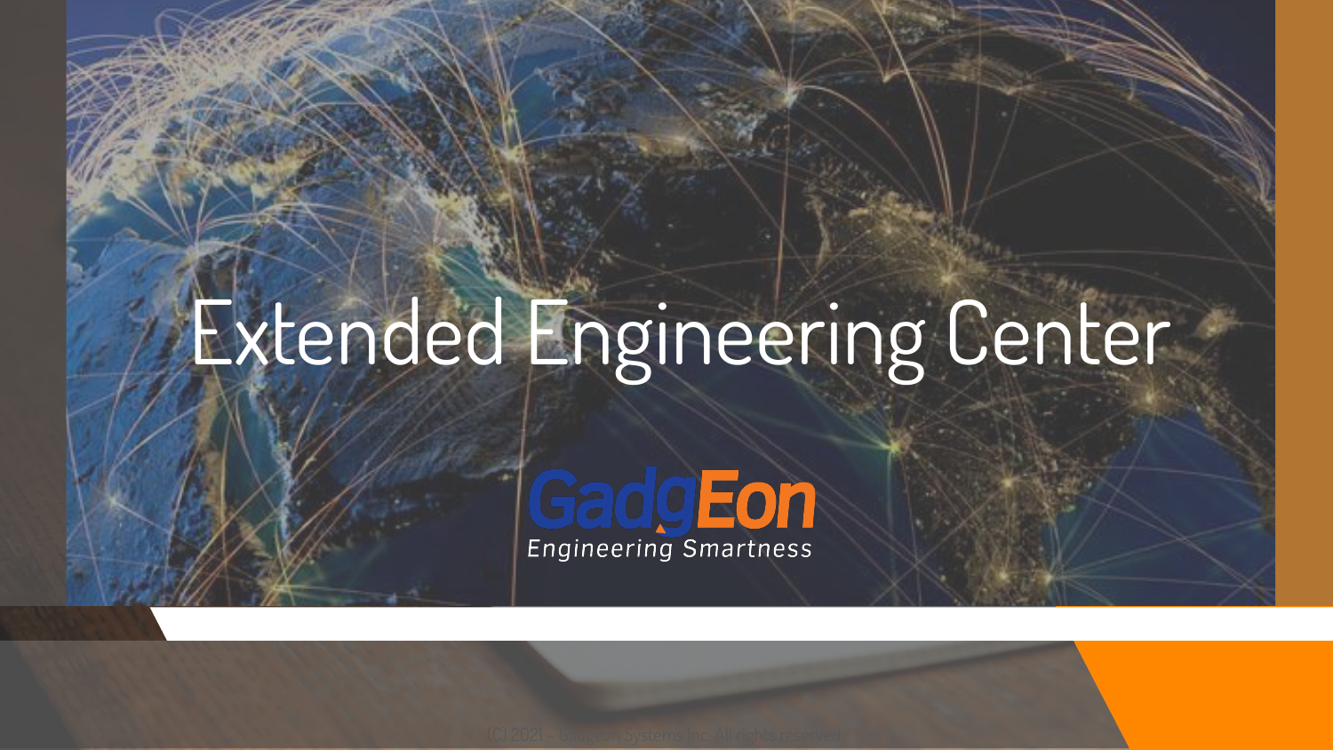# Extended Engineering Center

GadgEon

*Engineering Smartness*

(C) 2021 – Gadgeon Systems Inc. All rights reserved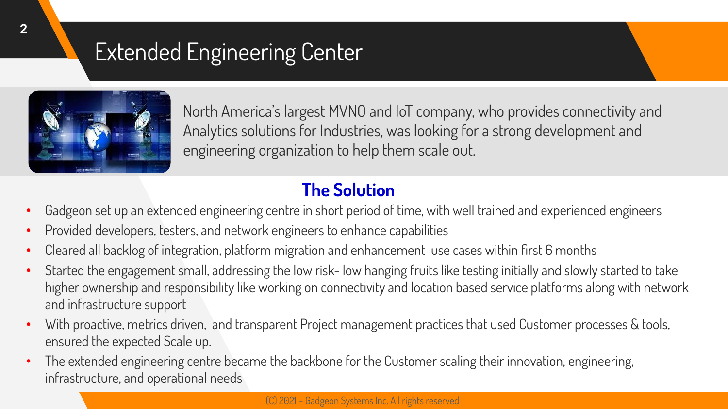# Extended Engineering Center

North America's largest MVNO and IoT company, who provides connectivity and Analytics solutions for Industries, was looking for a strong development and engineering organization to help them scale out.

## The Solution

- Gadgeon set up an extended engineering centre in short period of time, with well trained and experienced engineers
- Provided developers, testers, and network engineers to enhance capabilities
- Cleared all backlog of integration, platform migration and enhancement use cases within first 6 months
- Started the engagement small, addressing the low risk- low hanging fruits like testing initially and slowly started to take higher ownership and responsibility like working on connectivity and location based service platforms along with network and infrastructure support
- With proactive, metrics driven, and transparent Project management practices that used Customer processes & tools, ensured the expected Scale up.
- The extended engineering centre became the backbone for the Customer scaling their innovation, engineering, infrastructure, and operational needs

(C) 2021 – Gadgeon Systems Inc. All rights reserved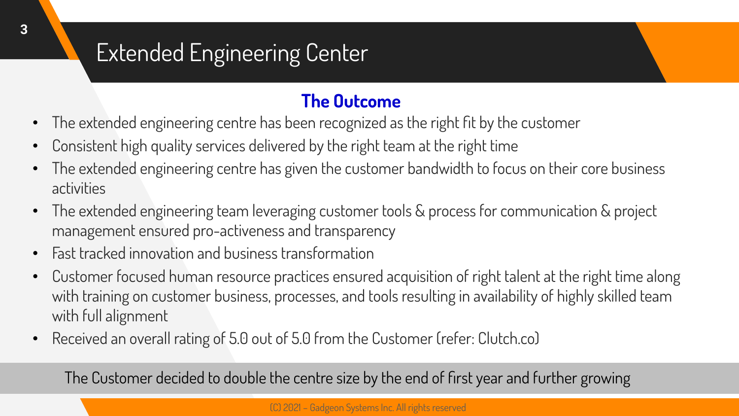# Extended Engineering Center

## The Outcome

- The extended engineering centre has been recognized as the right fit by the customer
- Consistent high quality services delivered by the right team at the right time
- The extended engineering centre has given the customer bandwidth to focus on their core business activities
- The extended engineering team leveraging customer tools & process for communication & project management ensured pro-activeness and transparency
- Fast tracked innovation and business transformation
- Customer focused human resource practices ensured acquisition of right talent at the right time along with training on customer business, processes, and tools resulting in availability of highly skilled team with full alignment
- Received an overall rating of 5.0 out of 5.0 from the Customer (refer: Clutch.co)

The Customer decided to double the centre size by the end of first year and further growing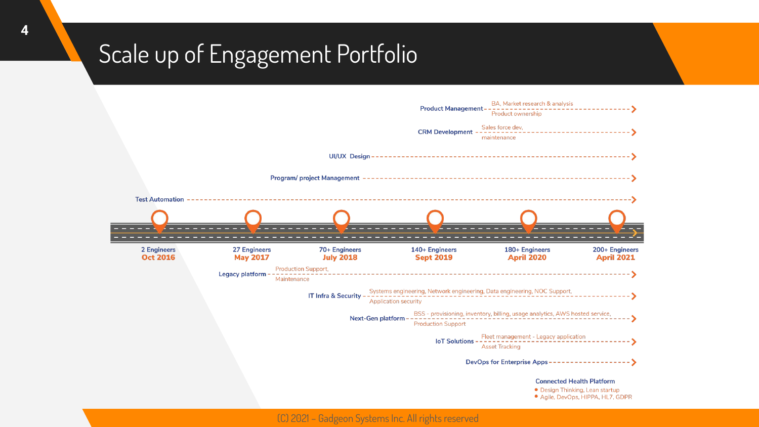# Scale up of Engagement Portfolio

- **Product Management** – BA, Market research & analysis; Product ownership
- **CRM Development** – Sales force dev, maintenance
- **UI/UX Design**
- **Program/ project Management**
- **Test Automation**

| 2 Engineers | 27 Engineers | 70+ Engineers | 140+ Engineers | 180+ Engineers | 200+ Engineers |
|---|---|---|---|---|---|
| **Oct 2016** | **May 2017** | **July 2018** | **Sept 2019** | **April 2020** | **April 2021** |

- **Legacy platform** – Production Support, Maintenance
- **IT Infra & Security** – Systems engineering, Network engineering, Data engineering, NOC Support, Application security
- **Next-Gen platform** – BSS - provisioning, inventory, billing, usage analytics, AWS hosted service, Production Support
- **IoT Solutions** – Fleet management - Legacy application, Asset Tracking
- **DevOps for Enterprise Apps**

**Connected Health Platform**

- Design Thinking, Lean startup
- Agile, DevOps, HIPPA, HL7, GDPR

(C) 2021 – Gadgeon Systems Inc. All rights reserved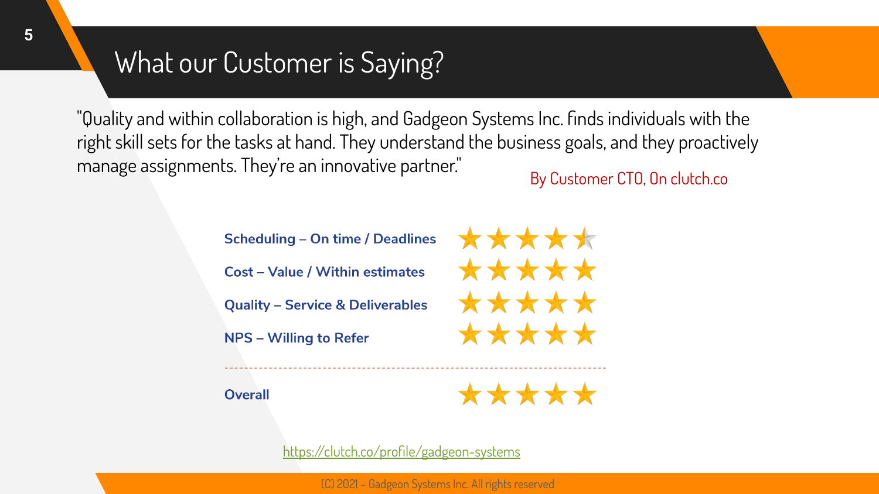# What our Customer is Saying?

"Quality and within collaboration is high, and Gadgeon Systems Inc. finds individuals with the right skill sets for the tasks at hand. They understand the business goals, and they proactively manage assignments. They're an innovative partner."

By Customer CTO, On clutch.co

| Category | Rating |
| --- | --- |
| **Scheduling – On time / Deadlines** | ★★★★½ |
| **Cost – Value / Within estimates** | ★★★★★ |
| **Quality – Service & Deliverables** | ★★★★★ |
| **NPS – Willing to Refer** | ★★★★★ |
| **Overall** | ★★★★★ |

https://clutch.co/profile/gadgeon-systems

(C) 2021 - Gadgeon Systems Inc. All rights reserved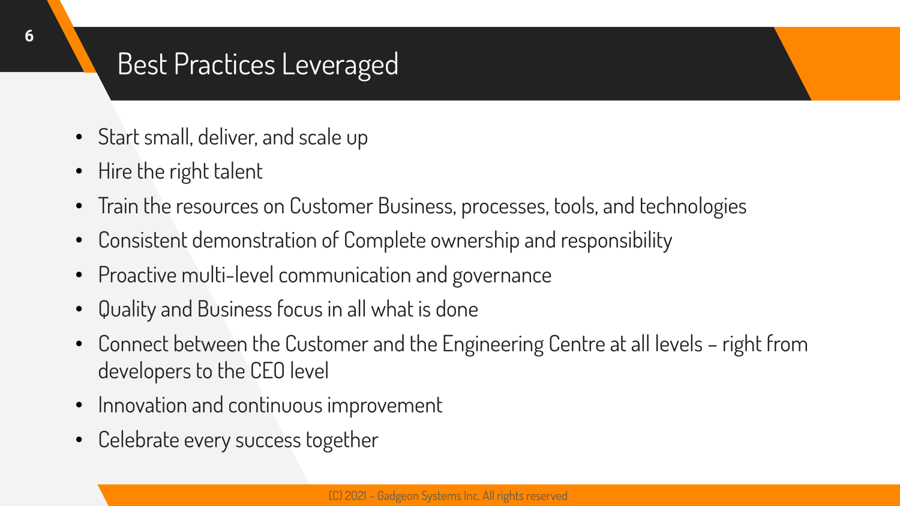# Best Practices Leveraged

- Start small, deliver, and scale up
- Hire the right talent
- Train the resources on Customer Business, processes, tools, and technologies
- Consistent demonstration of Complete ownership and responsibility
- Proactive multi-level communication and governance
- Quality and Business focus in all what is done
- Connect between the Customer and the Engineering Centre at all levels – right from developers to the CEO level
- Innovation and continuous improvement
- Celebrate every success together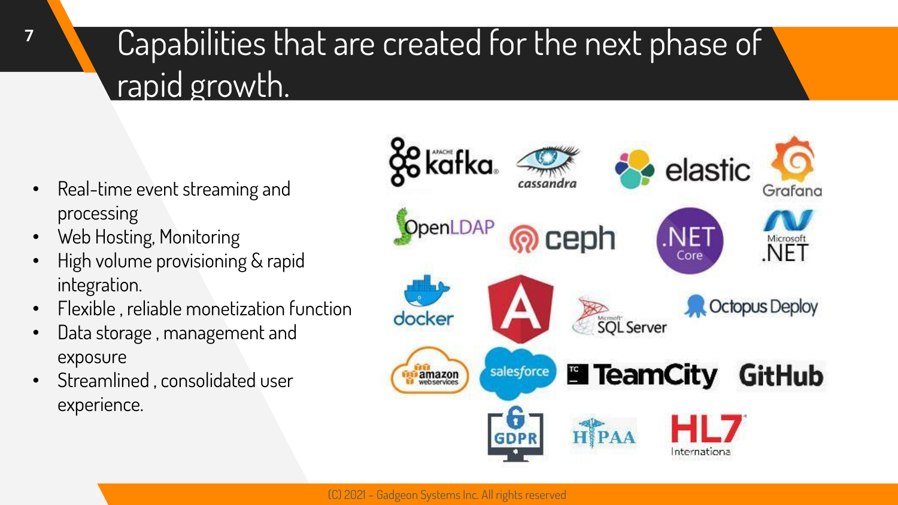# Capabilities that are created for the next phase of rapid growth.

- Real-time event streaming and processing
- Web Hosting, Monitoring
- High volume provisioning & rapid integration.
- Flexible , reliable monetization function
- Data storage , management and exposure
- Streamlined , consolidated user experience.

Apache Kafka, cassandra, elastic, Grafana, OpenLDAP, ceph, .NET Core, Microsoft .NET, docker, Angular, Microsoft SQL Server, Octopus Deploy, amazon webservices, salesforce, TeamCity, GitHub, GDPR, HIPAA, HL7 International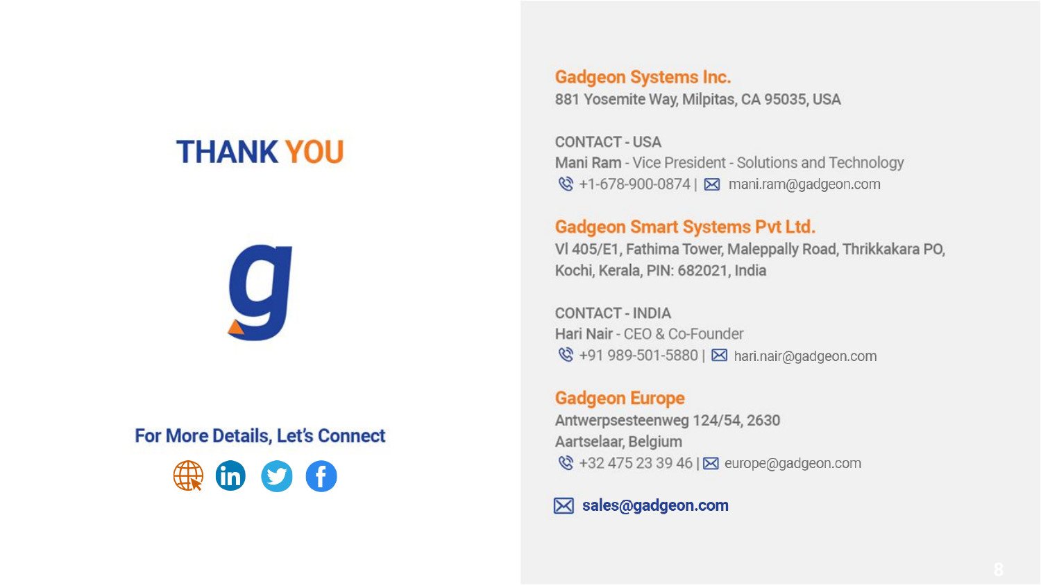# THANK YOU

For More Details, Let's Connect

## Gadgeon Systems Inc.

881 Yosemite Way, Milpitas, CA 95035, USA

CONTACT - USA

Mani Ram - Vice President - Solutions and Technology

+1-678-900-0874 | mani.ram@gadgeon.com

## Gadgeon Smart Systems Pvt Ltd.

VI 405/E1, Fathima Tower, Maleppally Road, Thrikkakara PO, Kochi, Kerala, PIN: 682021, India

CONTACT - INDIA

Hari Nair - CEO & Co-Founder

+91 989-501-5880 | hari.nair@gadgeon.com

## Gadgeon Europe

Antwerpsesteenweg 124/54, 2630
Aartselaar, Belgium

+32 475 23 39 46 | europe@gadgeon.com

sales@gadgeon.com